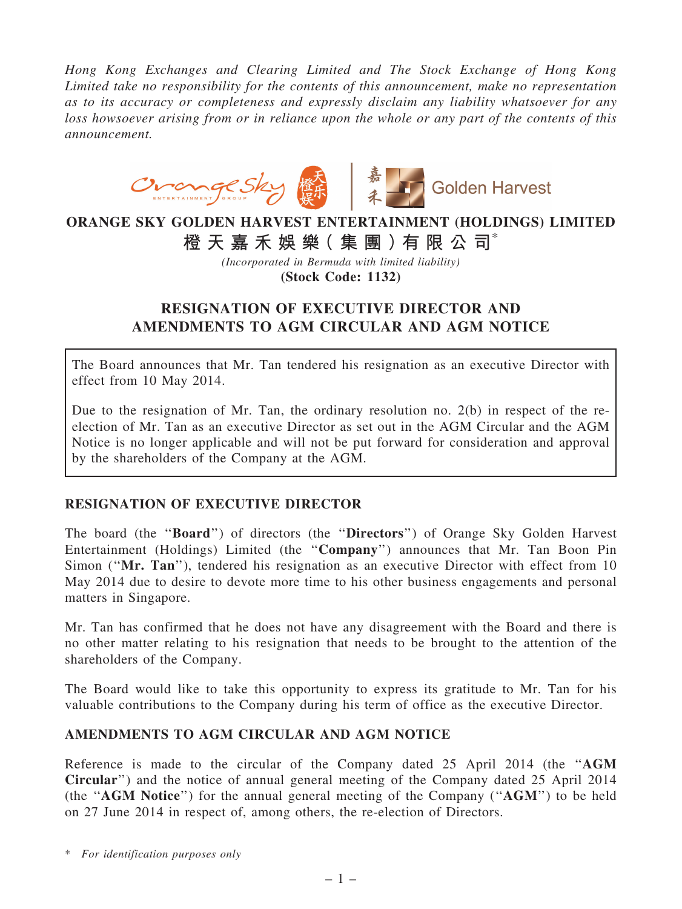*Hong Kong Exchanges and Clearing Limited and The Stock Exchange of Hong Kong Limited take no responsibility for the contents of this announcement, make no representation as to its accuracy or completeness and expressly disclaim any liability whatsoever for any loss howsoever arising from or in reliance upon the whole or any part of the contents of this announcement.*

# ORANGE SKY GOLDEN HARVEST ENTERTAINMENT (HOLDINGS) LIMITED

# 橙天嘉禾娛樂（集團）有限公司*

*(Incorporated in Bermuda with limited liability)*

**(Stock Code: 1132)**

## RESIGNATION OF EXECUTIVE DIRECTOR AND AMENDMENTS TO AGM CIRCULAR AND AGM NOTICE

The Board announces that Mr. Tan tendered his resignation as an executive Director with effect from 10 May 2014.

Due to the resignation of Mr. Tan, the ordinary resolution no. 2(b) in respect of the re-election of Mr. Tan as an executive Director as set out in the AGM Circular and the AGM Notice is no longer applicable and will not be put forward for consideration and approval by the shareholders of the Company at the AGM.

### RESIGNATION OF EXECUTIVE DIRECTOR

The board (the "**Board**") of directors (the "**Directors**") of Orange Sky Golden Harvest Entertainment (Holdings) Limited (the "**Company**") announces that Mr. Tan Boon Pin Simon ("**Mr. Tan**"), tendered his resignation as an executive Director with effect from 10 May 2014 due to desire to devote more time to his other business engagements and personal matters in Singapore.

Mr. Tan has confirmed that he does not have any disagreement with the Board and there is no other matter relating to his resignation that needs to be brought to the attention of the shareholders of the Company.

The Board would like to take this opportunity to express its gratitude to Mr. Tan for his valuable contributions to the Company during his term of office as the executive Director.

### AMENDMENTS TO AGM CIRCULAR AND AGM NOTICE

Reference is made to the circular of the Company dated 25 April 2014 (the "**AGM Circular**") and the notice of annual general meeting of the Company dated 25 April 2014 (the "**AGM Notice**") for the annual general meeting of the Company ("**AGM**") to be held on 27 June 2014 in respect of, among others, the re-election of Directors.

\* *For identification purposes only*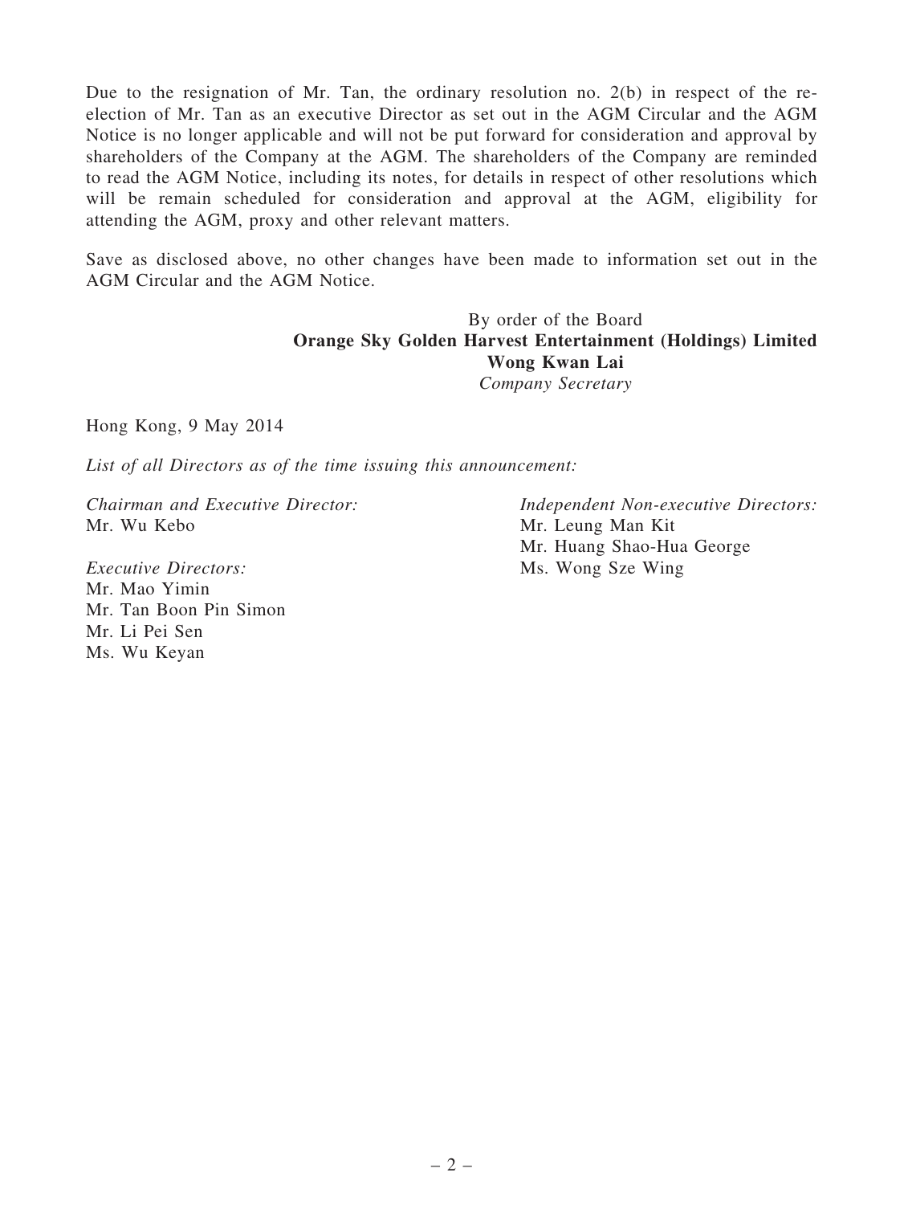Due to the resignation of Mr. Tan, the ordinary resolution no. 2(b) in respect of the re-election of Mr. Tan as an executive Director as set out in the AGM Circular and the AGM Notice is no longer applicable and will not be put forward for consideration and approval by shareholders of the Company at the AGM. The shareholders of the Company are reminded to read the AGM Notice, including its notes, for details in respect of other resolutions which will be remain scheduled for consideration and approval at the AGM, eligibility for attending the AGM, proxy and other relevant matters.

Save as disclosed above, no other changes have been made to information set out in the AGM Circular and the AGM Notice.

By order of the Board
**Orange Sky Golden Harvest Entertainment (Holdings) Limited**
**Wong Kwan Lai**
*Company Secretary*

Hong Kong, 9 May 2014

*List of all Directors as of the time issuing this announcement:*

*Chairman and Executive Director:*
Mr. Wu Kebo

*Executive Directors:*
Mr. Mao Yimin
Mr. Tan Boon Pin Simon
Mr. Li Pei Sen
Ms. Wu Keyan

*Independent Non-executive Directors:*
Mr. Leung Man Kit
Mr. Huang Shao-Hua George
Ms. Wong Sze Wing